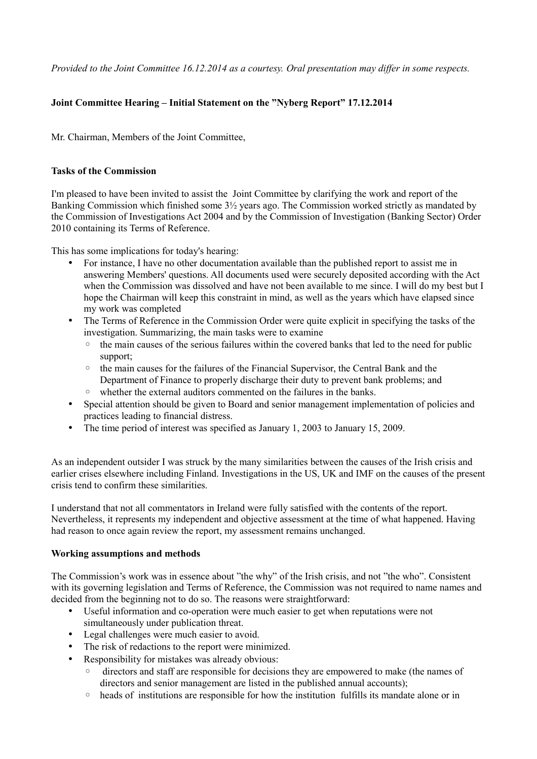*Provided to the Joint Committee 16.12.2014 as a courtesy. Oral presentation may differ in some respects.*

**Joint Committee Hearing – Initial Statement on the "Nyberg Report" 17.12.2014**

Mr. Chairman, Members of the Joint Committee,

**Tasks of the Commission**

I'm pleased to have been invited to assist the Joint Committee by clarifying the work and report of the Banking Commission which finished some 3½ years ago. The Commission worked strictly as mandated by the Commission of Investigations Act 2004 and by the Commission of Investigation (Banking Sector) Order 2010 containing its Terms of Reference.

This has some implications for today's hearing:

- For instance, I have no other documentation available than the published report to assist me in answering Members' questions. All documents used were securely deposited according with the Act when the Commission was dissolved and have not been available to me since. I will do my best but I hope the Chairman will keep this constraint in mind, as well as the years which have elapsed since my work was completed
- The Terms of Reference in the Commission Order were quite explicit in specifying the tasks of the investigation. Summarizing, the main tasks were to examine
  - the main causes of the serious failures within the covered banks that led to the need for public support;
  - the main causes for the failures of the Financial Supervisor, the Central Bank and the Department of Finance to properly discharge their duty to prevent bank problems; and
  - whether the external auditors commented on the failures in the banks.
- Special attention should be given to Board and senior management implementation of policies and practices leading to financial distress.
- The time period of interest was specified as January 1, 2003 to January 15, 2009.

As an independent outsider I was struck by the many similarities between the causes of the Irish crisis and earlier crises elsewhere including Finland. Investigations in the US, UK and IMF on the causes of the present crisis tend to confirm these similarities.

I understand that not all commentators in Ireland were fully satisfied with the contents of the report. Nevertheless, it represents my independent and objective assessment at the time of what happened. Having had reason to once again review the report, my assessment remains unchanged.

**Working assumptions and methods**

The Commission's work was in essence about "the why" of the Irish crisis, and not "the who". Consistent with its governing legislation and Terms of Reference, the Commission was not required to name names and decided from the beginning not to do so. The reasons were straightforward:

- Useful information and co-operation were much easier to get when reputations were not simultaneously under publication threat.
- Legal challenges were much easier to avoid.
- The risk of redactions to the report were minimized.
- Responsibility for mistakes was already obvious:
  - directors and staff are responsible for decisions they are empowered to make (the names of directors and senior management are listed in the published annual accounts);
  - heads of institutions are responsible for how the institution fulfills its mandate alone or in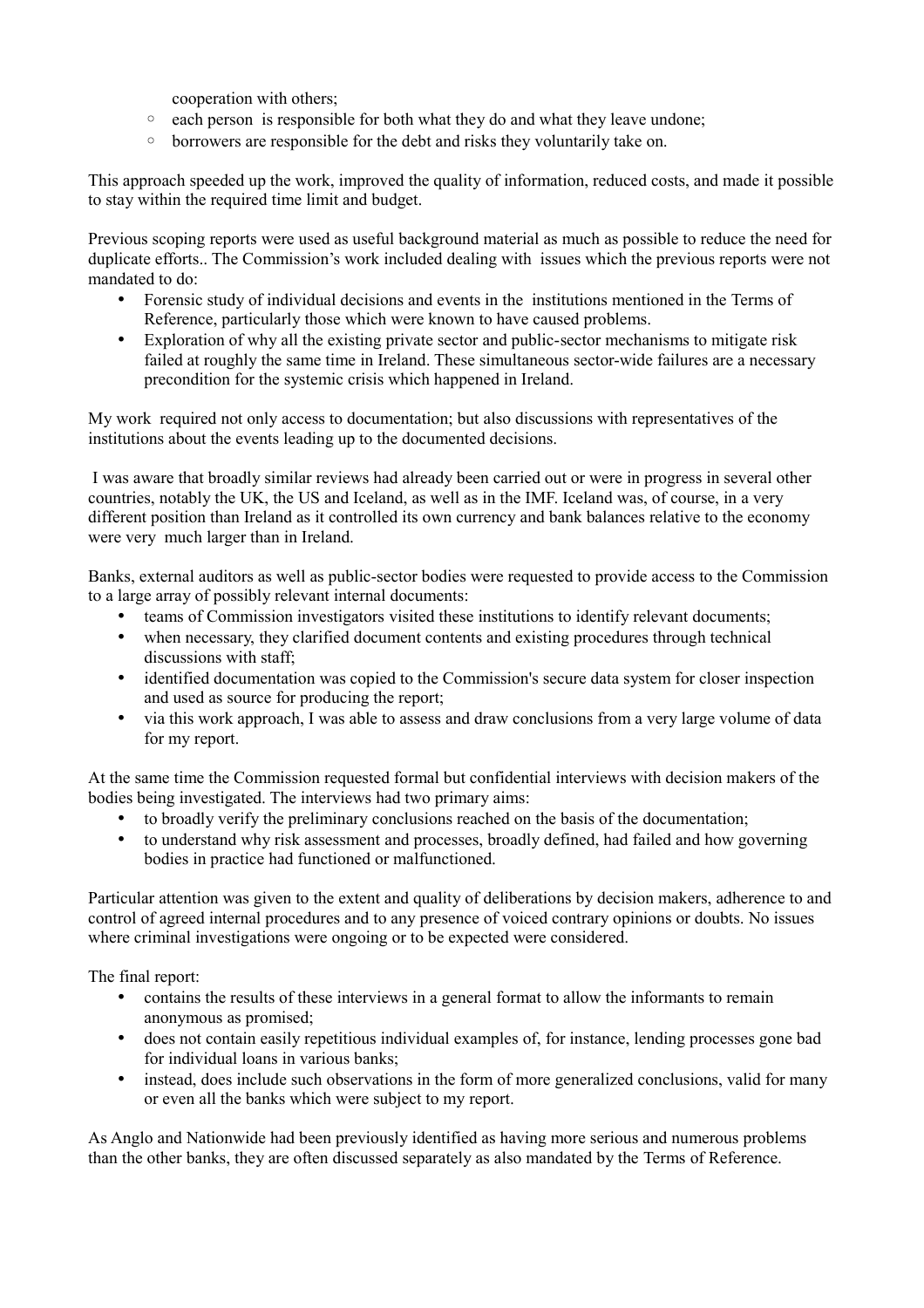cooperation with others;
  - each person is responsible for both what they do and what they leave undone;
  - borrowers are responsible for the debt and risks they voluntarily take on.

This approach speeded up the work, improved the quality of information, reduced costs, and made it possible to stay within the required time limit and budget.

Previous scoping reports were used as useful background material as much as possible to reduce the need for duplicate efforts.. The Commission's work included dealing with issues which the previous reports were not mandated to do:

- Forensic study of individual decisions and events in the institutions mentioned in the Terms of Reference, particularly those which were known to have caused problems.
- Exploration of why all the existing private sector and public-sector mechanisms to mitigate risk failed at roughly the same time in Ireland. These simultaneous sector-wide failures are a necessary precondition for the systemic crisis which happened in Ireland.

My work required not only access to documentation; but also discussions with representatives of the institutions about the events leading up to the documented decisions.

I was aware that broadly similar reviews had already been carried out or were in progress in several other countries, notably the UK, the US and Iceland, as well as in the IMF. Iceland was, of course, in a very different position than Ireland as it controlled its own currency and bank balances relative to the economy were very much larger than in Ireland.

Banks, external auditors as well as public-sector bodies were requested to provide access to the Commission to a large array of possibly relevant internal documents:

- teams of Commission investigators visited these institutions to identify relevant documents;
- when necessary, they clarified document contents and existing procedures through technical discussions with staff;
- identified documentation was copied to the Commission's secure data system for closer inspection and used as source for producing the report;
- via this work approach, I was able to assess and draw conclusions from a very large volume of data for my report.

At the same time the Commission requested formal but confidential interviews with decision makers of the bodies being investigated. The interviews had two primary aims:

- to broadly verify the preliminary conclusions reached on the basis of the documentation;
- to understand why risk assessment and processes, broadly defined, had failed and how governing bodies in practice had functioned or malfunctioned.

Particular attention was given to the extent and quality of deliberations by decision makers, adherence to and control of agreed internal procedures and to any presence of voiced contrary opinions or doubts. No issues where criminal investigations were ongoing or to be expected were considered.

The final report:

- contains the results of these interviews in a general format to allow the informants to remain anonymous as promised;
- does not contain easily repetitious individual examples of, for instance, lending processes gone bad for individual loans in various banks;
- instead, does include such observations in the form of more generalized conclusions, valid for many or even all the banks which were subject to my report.

As Anglo and Nationwide had been previously identified as having more serious and numerous problems than the other banks, they are often discussed separately as also mandated by the Terms of Reference.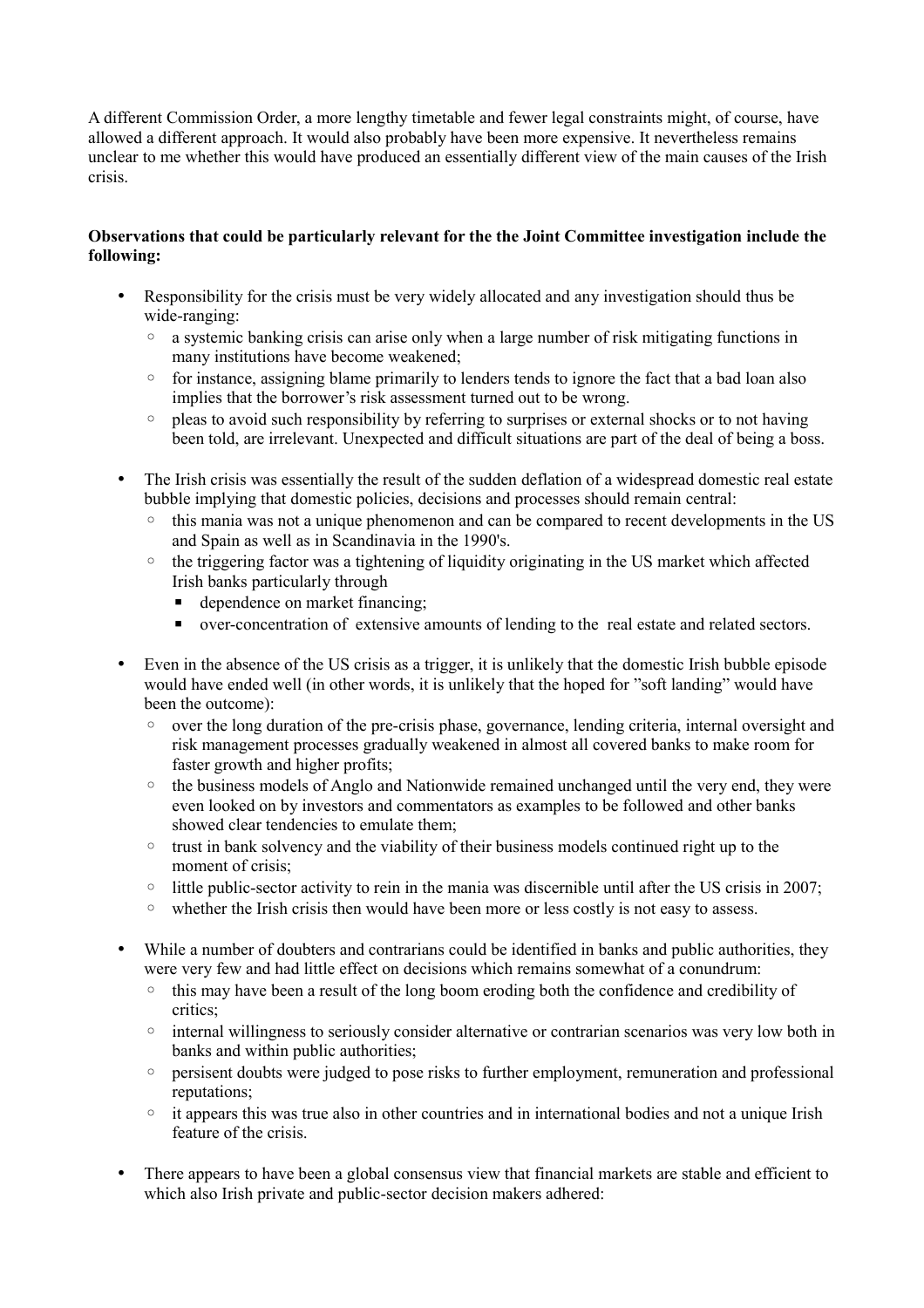A different Commission Order, a more lengthy timetable and fewer legal constraints might, of course, have allowed a different approach. It would also probably have been more expensive. It nevertheless remains unclear to me whether this would have produced an essentially different view of the main causes of the Irish crisis.

**Observations that could be particularly relevant for the the Joint Committee investigation include the following:**

- Responsibility for the crisis must be very widely allocated and any investigation should thus be wide-ranging:
  - a systemic banking crisis can arise only when a large number of risk mitigating functions in many institutions have become weakened;
  - for instance, assigning blame primarily to lenders tends to ignore the fact that a bad loan also implies that the borrower's risk assessment turned out to be wrong.
  - pleas to avoid such responsibility by referring to surprises or external shocks or to not having been told, are irrelevant. Unexpected and difficult situations are part of the deal of being a boss.

- The Irish crisis was essentially the result of the sudden deflation of a widespread domestic real estate bubble implying that domestic policies, decisions and processes should remain central:
  - this mania was not a unique phenomenon and can be compared to recent developments in the US and Spain as well as in Scandinavia in the 1990's.
  - the triggering factor was a tightening of liquidity originating in the US market which affected Irish banks particularly through
    - dependence on market financing;
    - over-concentration of extensive amounts of lending to the real estate and related sectors.

- Even in the absence of the US crisis as a trigger, it is unlikely that the domestic Irish bubble episode would have ended well (in other words, it is unlikely that the hoped for "soft landing" would have been the outcome):
  - over the long duration of the pre-crisis phase, governance, lending criteria, internal oversight and risk management processes gradually weakened in almost all covered banks to make room for faster growth and higher profits;
  - the business models of Anglo and Nationwide remained unchanged until the very end, they were even looked on by investors and commentators as examples to be followed and other banks showed clear tendencies to emulate them;
  - trust in bank solvency and the viability of their business models continued right up to the moment of crisis;
  - little public-sector activity to rein in the mania was discernible until after the US crisis in 2007;
  - whether the Irish crisis then would have been more or less costly is not easy to assess.

- While a number of doubters and contrarians could be identified in banks and public authorities, they were very few and had little effect on decisions which remains somewhat of a conundrum:
  - this may have been a result of the long boom eroding both the confidence and credibility of critics;
  - internal willingness to seriously consider alternative or contrarian scenarios was very low both in banks and within public authorities;
  - persisent doubts were judged to pose risks to further employment, remuneration and professional reputations;
  - it appears this was true also in other countries and in international bodies and not a unique Irish feature of the crisis.

- There appears to have been a global consensus view that financial markets are stable and efficient to which also Irish private and public-sector decision makers adhered: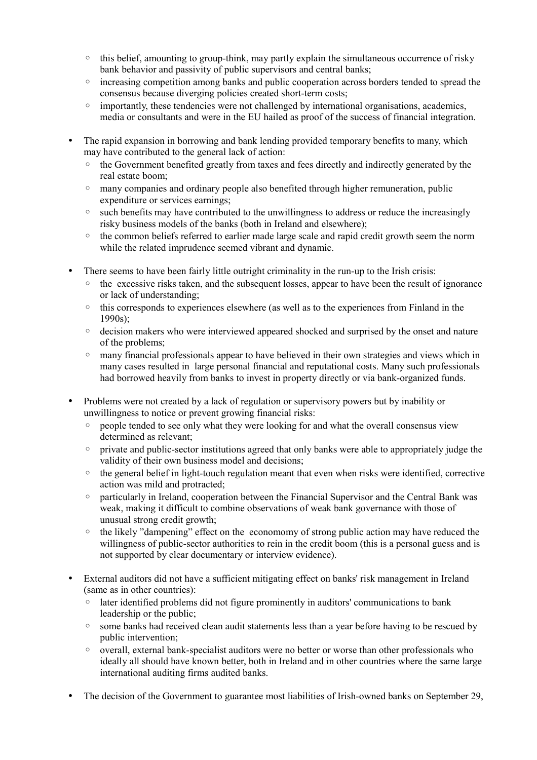- this belief, amounting to group-think, may partly explain the simultaneous occurrence of risky bank behavior and passivity of public supervisors and central banks;
  - increasing competition among banks and public cooperation across borders tended to spread the consensus because diverging policies created short-term costs;
  - importantly, these tendencies were not challenged by international organisations, academics, media or consultants and were in the EU hailed as proof of the success of financial integration.

- The rapid expansion in borrowing and bank lending provided temporary benefits to many, which may have contributed to the general lack of action:
  - the Government benefited greatly from taxes and fees directly and indirectly generated by the real estate boom;
  - many companies and ordinary people also benefited through higher remuneration, public expenditure or services earnings;
  - such benefits may have contributed to the unwillingness to address or reduce the increasingly risky business models of the banks (both in Ireland and elsewhere);
  - the common beliefs referred to earlier made large scale and rapid credit growth seem the norm while the related imprudence seemed vibrant and dynamic.

- There seems to have been fairly little outright criminality in the run-up to the Irish crisis:
  - the excessive risks taken, and the subsequent losses, appear to have been the result of ignorance or lack of understanding;
  - this corresponds to experiences elsewhere (as well as to the experiences from Finland in the 1990s);
  - decision makers who were interviewed appeared shocked and surprised by the onset and nature of the problems;
  - many financial professionals appear to have believed in their own strategies and views which in many cases resulted in large personal financial and reputational costs. Many such professionals had borrowed heavily from banks to invest in property directly or via bank-organized funds.

- Problems were not created by a lack of regulation or supervisory powers but by inability or unwillingness to notice or prevent growing financial risks:
  - people tended to see only what they were looking for and what the overall consensus view determined as relevant;
  - private and public-sector institutions agreed that only banks were able to appropriately judge the validity of their own business model and decisions;
  - the general belief in light-touch regulation meant that even when risks were identified, corrective action was mild and protracted;
  - particularly in Ireland, cooperation between the Financial Supervisor and the Central Bank was weak, making it difficult to combine observations of weak bank governance with those of unusual strong credit growth;
  - the likely "dampening" effect on the economomy of strong public action may have reduced the willingness of public-sector authorities to rein in the credit boom (this is a personal guess and is not supported by clear documentary or interview evidence).

- External auditors did not have a sufficient mitigating effect on banks' risk management in Ireland (same as in other countries):
  - later identified problems did not figure prominently in auditors' communications to bank leadership or the public;
  - some banks had received clean audit statements less than a year before having to be rescued by public intervention;
  - overall, external bank-specialist auditors were no better or worse than other professionals who ideally all should have known better, both in Ireland and in other countries where the same large international auditing firms audited banks.

- The decision of the Government to guarantee most liabilities of Irish-owned banks on September 29,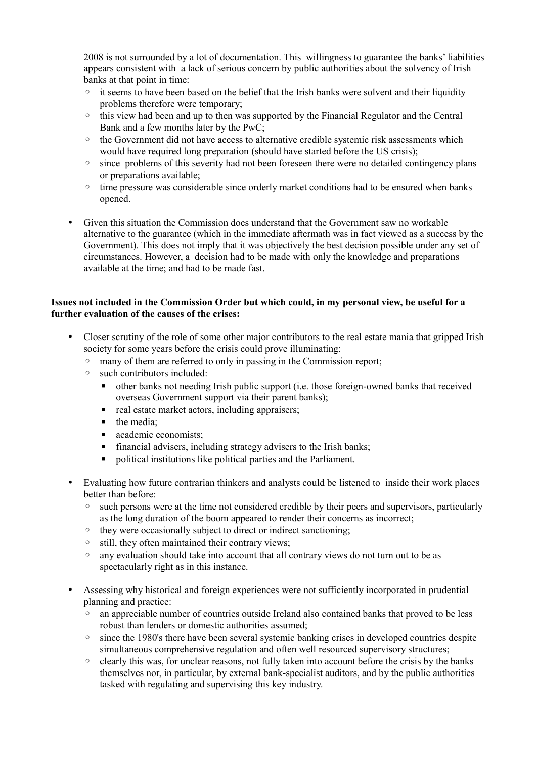2008 is not surrounded by a lot of documentation. This willingness to guarantee the banks' liabilities appears consistent with a lack of serious concern by public authorities about the solvency of Irish banks at that point in time:

  - it seems to have been based on the belief that the Irish banks were solvent and their liquidity problems therefore were temporary;
  - this view had been and up to then was supported by the Financial Regulator and the Central Bank and a few months later by the PwC;
  - the Government did not have access to alternative credible systemic risk assessments which would have required long preparation (should have started before the US crisis);
  - since problems of this severity had not been foreseen there were no detailed contingency plans or preparations available;
  - time pressure was considerable since orderly market conditions had to be ensured when banks opened.

- Given this situation the Commission does understand that the Government saw no workable alternative to the guarantee (which in the immediate aftermath was in fact viewed as a success by the Government). This does not imply that it was objectively the best decision possible under any set of circumstances. However, a decision had to be made with only the knowledge and preparations available at the time; and had to be made fast.

**Issues not included in the Commission Order but which could, in my personal view, be useful for a further evaluation of the causes of the crises:**

- Closer scrutiny of the role of some other major contributors to the real estate mania that gripped Irish society for some years before the crisis could prove illuminating:
  - many of them are referred to only in passing in the Commission report;
  - such contributors included:
    - other banks not needing Irish public support (i.e. those foreign-owned banks that received overseas Government support via their parent banks);
    - real estate market actors, including appraisers;
    - the media;
    - academic economists;
    - financial advisers, including strategy advisers to the Irish banks;
    - political institutions like political parties and the Parliament.

- Evaluating how future contrarian thinkers and analysts could be listened to inside their work places better than before:
  - such persons were at the time not considered credible by their peers and supervisors, particularly as the long duration of the boom appeared to render their concerns as incorrect;
  - they were occasionally subject to direct or indirect sanctioning;
  - still, they often maintained their contrary views;
  - any evaluation should take into account that all contrary views do not turn out to be as spectacularly right as in this instance.

- Assessing why historical and foreign experiences were not sufficiently incorporated in prudential planning and practice:
  - an appreciable number of countries outside Ireland also contained banks that proved to be less robust than lenders or domestic authorities assumed;
  - since the 1980's there have been several systemic banking crises in developed countries despite simultaneous comprehensive regulation and often well resourced supervisory structures;
  - clearly this was, for unclear reasons, not fully taken into account before the crisis by the banks themselves nor, in particular, by external bank-specialist auditors, and by the public authorities tasked with regulating and supervising this key industry.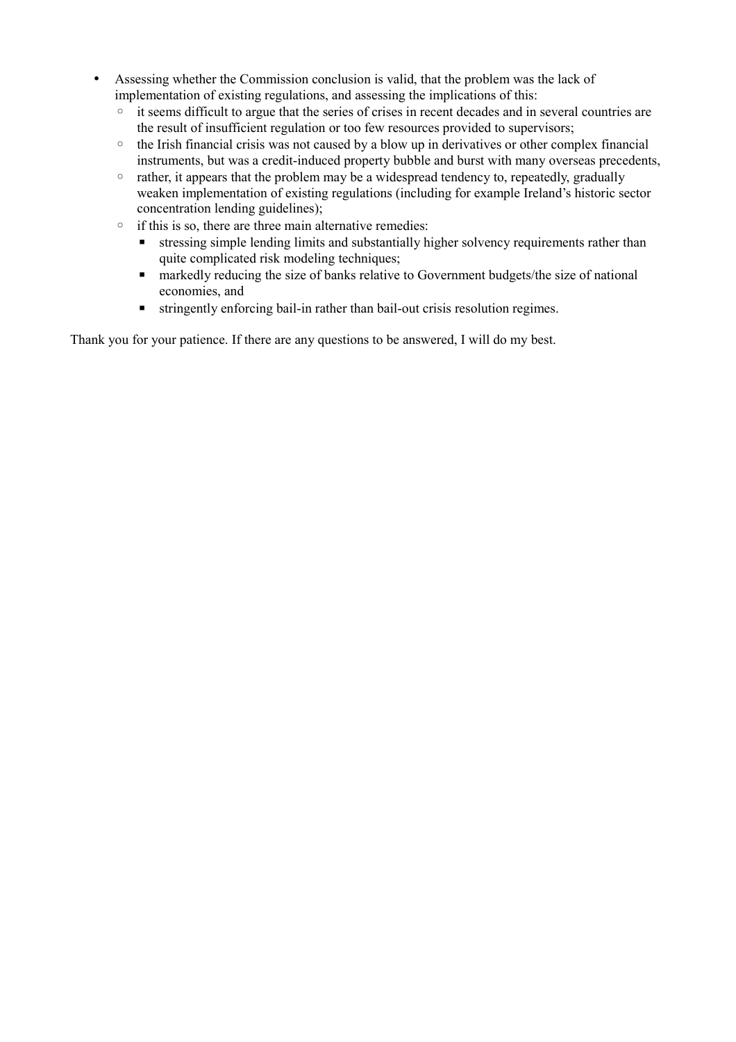- Assessing whether the Commission conclusion is valid, that the problem was the lack of implementation of existing regulations, and assessing the implications of this:
  - it seems difficult to argue that the series of crises in recent decades and in several countries are the result of insufficient regulation or too few resources provided to supervisors;
  - the Irish financial crisis was not caused by a blow up in derivatives or other complex financial instruments, but was a credit-induced property bubble and burst with many overseas precedents,
  - rather, it appears that the problem may be a widespread tendency to, repeatedly, gradually weaken implementation of existing regulations (including for example Ireland's historic sector concentration lending guidelines);
  - if this is so, there are three main alternative remedies:
    - stressing simple lending limits and substantially higher solvency requirements rather than quite complicated risk modeling techniques;
    - markedly reducing the size of banks relative to Government budgets/the size of national economies, and
    - stringently enforcing bail-in rather than bail-out crisis resolution regimes.

Thank you for your patience. If there are any questions to be answered, I will do my best.